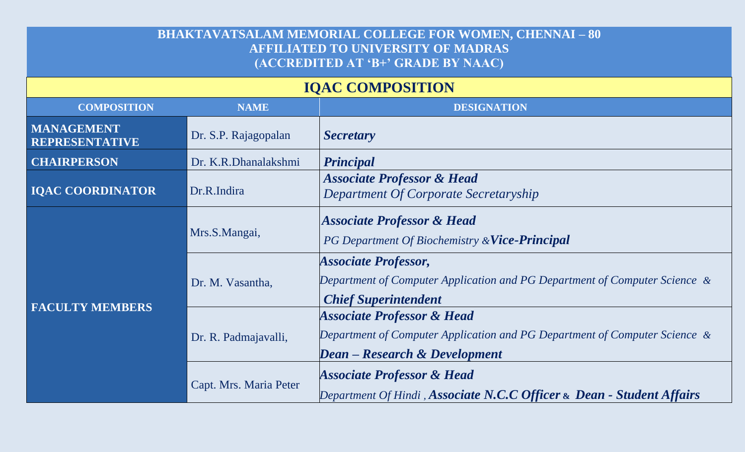# BHAKTAVATSALAM MEMORIAL COLLEGE FOR WOMEN, CHENNAI – 80
## AFFILIATED TO UNIVERSITY OF MADRAS
## (ACCREDITED AT 'B+' GRADE BY NAAC)

## IQAC COMPOSITION

| COMPOSITION | NAME | DESIGNATION |
|---|---|---|
| **MANAGEMENT REPRESENTATIVE** | Dr. S.P. Rajagopalan | ***Secretary*** |
| **CHAIRPERSON** | Dr. K.R.Dhanalakshmi | ***Principal*** |
| **IQAC COORDINATOR** | Dr.R.Indira | ***Associate Professor & Head*** *Department Of Corporate Secretaryship* |
| **FACULTY MEMBERS** | Mrs.S.Mangai, | ***Associate Professor & Head*** *PG Department Of Biochemistry &* ***Vice-Principal*** |
| | Dr. M. Vasantha, | ***Associate Professor,*** *Department of Computer Application and PG Department of Computer Science &* ***Chief Superintendent*** |
| | Dr. R. Padmajavalli, | ***Associate Professor & Head*** *Department of Computer Application and PG Department of Computer Science &* ***Dean – Research & Development*** |
| | Capt. Mrs. Maria Peter | ***Associate Professor & Head*** *Department Of Hindi ,* ***Associate N.C.C Officer*** *&* ***Dean - Student Affairs*** |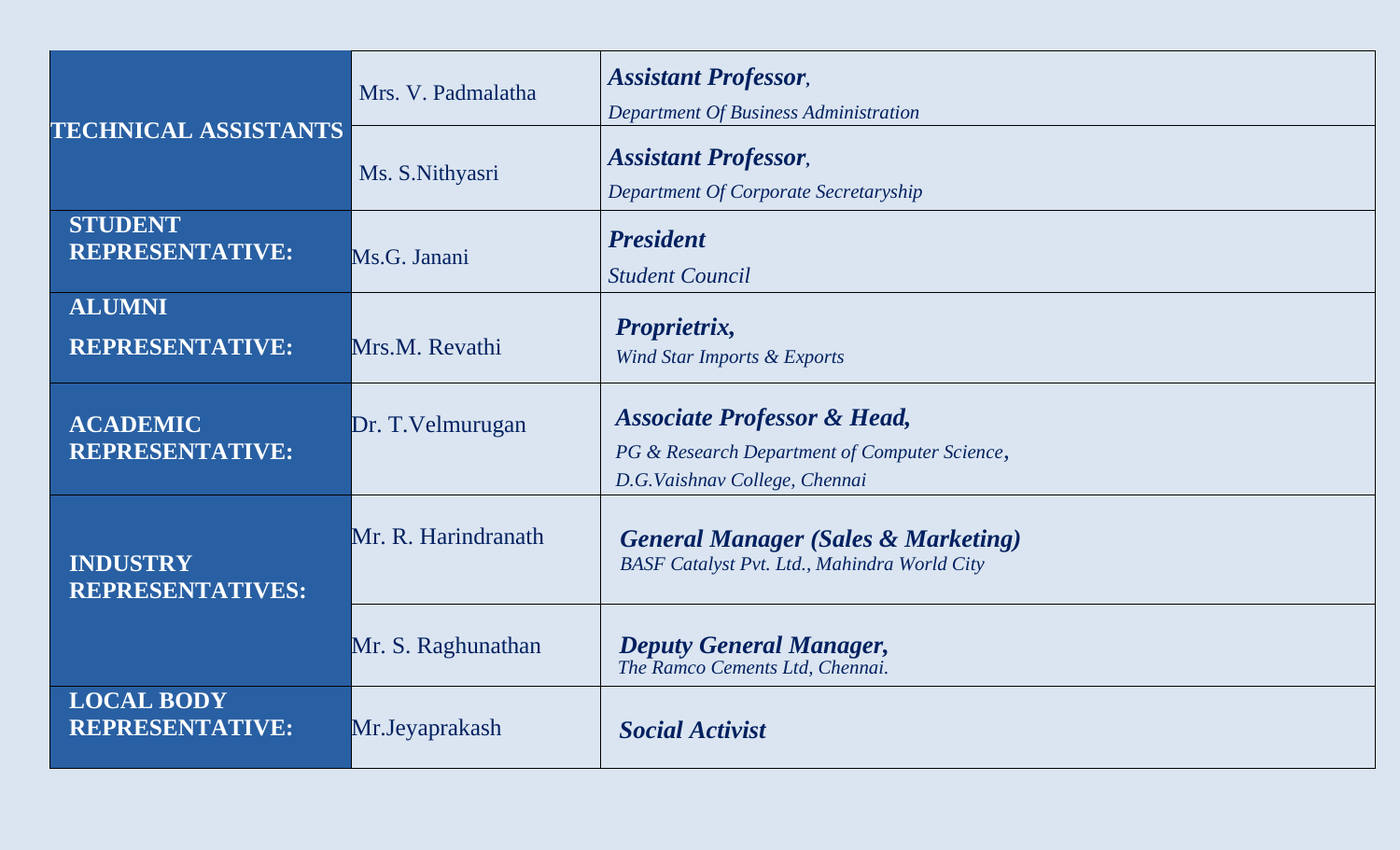| | | |
|---|---|---|
| **TECHNICAL ASSISTANTS** | Mrs. V. Padmalatha | ***Assistant Professor***, *Department Of Business Administration* |
| | Ms. S.Nithyasri | ***Assistant Professor***, *Department Of Corporate Secretaryship* |
| **STUDENT REPRESENTATIVE:** | Ms.G. Janani | ***President*** *Student Council* |
| **ALUMNI REPRESENTATIVE:** | Mrs.M. Revathi | ***Proprietrix,*** *Wind Star Imports & Exports* |
| **ACADEMIC REPRESENTATIVE:** | Dr. T.Velmurugan | ***Associate Professor & Head,*** *PG & Research Department of Computer Science*, *D.G.Vaishnav College, Chennai* |
| **INDUSTRY REPRESENTATIVES:** | Mr. R. Harindranath | ***General Manager (Sales & Marketing)*** *BASF Catalyst Pvt. Ltd., Mahindra World City* |
| | Mr. S. Raghunathan | ***Deputy General Manager,*** *The Ramco Cements Ltd, Chennai.* |
| **LOCAL BODY REPRESENTATIVE:** | Mr.Jeyaprakash | ***Social Activist*** |